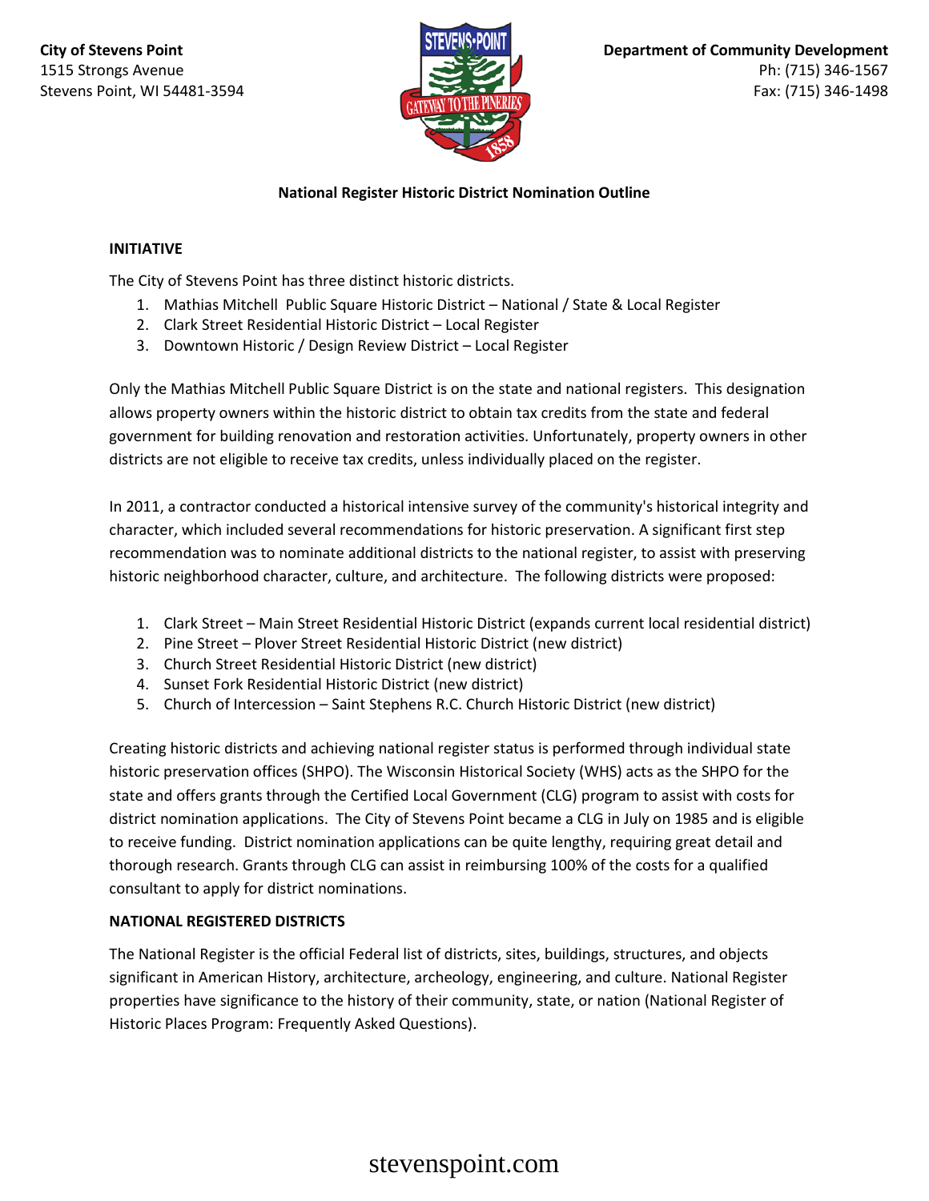**City of Stevens Point**
1515 Strongs Avenue
Stevens Point, WI 54481-3594

**Department of Community Development**
Ph: (715) 346-1567
Fax: (715) 346-1498

**National Register Historic District Nomination Outline**

## INITIATIVE

The City of Stevens Point has three distinct historic districts.

1. Mathias Mitchell Public Square Historic District – National / State & Local Register
2. Clark Street Residential Historic District – Local Register
3. Downtown Historic / Design Review District – Local Register

Only the Mathias Mitchell Public Square District is on the state and national registers. This designation allows property owners within the historic district to obtain tax credits from the state and federal government for building renovation and restoration activities. Unfortunately, property owners in other districts are not eligible to receive tax credits, unless individually placed on the register.

In 2011, a contractor conducted a historical intensive survey of the community's historical integrity and character, which included several recommendations for historic preservation. A significant first step recommendation was to nominate additional districts to the national register, to assist with preserving historic neighborhood character, culture, and architecture. The following districts were proposed:

1. Clark Street – Main Street Residential Historic District (expands current local residential district)
2. Pine Street – Plover Street Residential Historic District (new district)
3. Church Street Residential Historic District (new district)
4. Sunset Fork Residential Historic District (new district)
5. Church of Intercession – Saint Stephens R.C. Church Historic District (new district)

Creating historic districts and achieving national register status is performed through individual state historic preservation offices (SHPO). The Wisconsin Historical Society (WHS) acts as the SHPO for the state and offers grants through the Certified Local Government (CLG) program to assist with costs for district nomination applications. The City of Stevens Point became a CLG in July on 1985 and is eligible to receive funding. District nomination applications can be quite lengthy, requiring great detail and thorough research. Grants through CLG can assist in reimbursing 100% of the costs for a qualified consultant to apply for district nominations.

## NATIONAL REGISTERED DISTRICTS

The National Register is the official Federal list of districts, sites, buildings, structures, and objects significant in American History, architecture, archeology, engineering, and culture. National Register properties have significance to the history of their community, state, or nation (National Register of Historic Places Program: Frequently Asked Questions).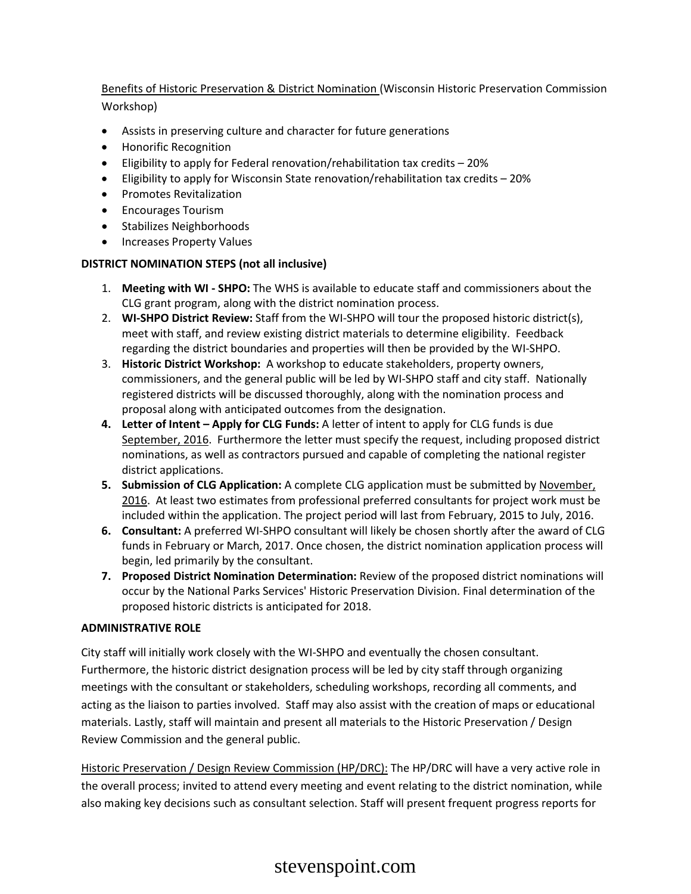Benefits of Historic Preservation & District Nomination (Wisconsin Historic Preservation Commission Workshop)

- Assists in preserving culture and character for future generations
- Honorific Recognition
- Eligibility to apply for Federal renovation/rehabilitation tax credits – 20%
- Eligibility to apply for Wisconsin State renovation/rehabilitation tax credits – 20%
- Promotes Revitalization
- Encourages Tourism
- Stabilizes Neighborhoods
- Increases Property Values

**DISTRICT NOMINATION STEPS (not all inclusive)**

1. **Meeting with WI - SHPO:** The WHS is available to educate staff and commissioners about the CLG grant program, along with the district nomination process.
2. **WI-SHPO District Review:** Staff from the WI-SHPO will tour the proposed historic district(s), meet with staff, and review existing district materials to determine eligibility. Feedback regarding the district boundaries and properties will then be provided by the WI-SHPO.
3. **Historic District Workshop:** A workshop to educate stakeholders, property owners, commissioners, and the general public will be led by WI-SHPO staff and city staff. Nationally registered districts will be discussed thoroughly, along with the nomination process and proposal along with anticipated outcomes from the designation.
4. **Letter of Intent – Apply for CLG Funds:** A letter of intent to apply for CLG funds is due September, 2016. Furthermore the letter must specify the request, including proposed district nominations, as well as contractors pursued and capable of completing the national register district applications.
5. **Submission of CLG Application:** A complete CLG application must be submitted by November, 2016. At least two estimates from professional preferred consultants for project work must be included within the application. The project period will last from February, 2015 to July, 2016.
6. **Consultant:** A preferred WI-SHPO consultant will likely be chosen shortly after the award of CLG funds in February or March, 2017. Once chosen, the district nomination application process will begin, led primarily by the consultant.
7. **Proposed District Nomination Determination:** Review of the proposed district nominations will occur by the National Parks Services' Historic Preservation Division. Final determination of the proposed historic districts is anticipated for 2018.

**ADMINISTRATIVE ROLE**

City staff will initially work closely with the WI-SHPO and eventually the chosen consultant. Furthermore, the historic district designation process will be led by city staff through organizing meetings with the consultant or stakeholders, scheduling workshops, recording all comments, and acting as the liaison to parties involved. Staff may also assist with the creation of maps or educational materials. Lastly, staff will maintain and present all materials to the Historic Preservation / Design Review Commission and the general public.

Historic Preservation / Design Review Commission (HP/DRC): The HP/DRC will have a very active role in the overall process; invited to attend every meeting and event relating to the district nomination, while also making key decisions such as consultant selection. Staff will present frequent progress reports for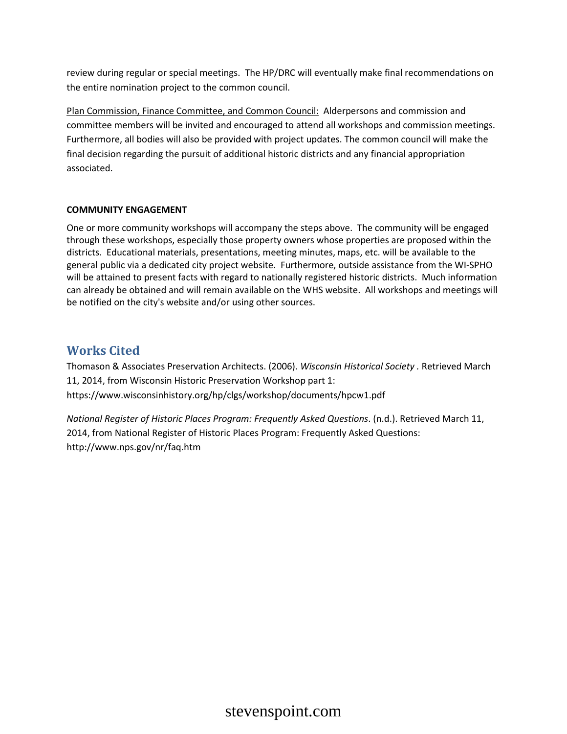review during regular or special meetings. The HP/DRC will eventually make final recommendations on the entire nomination project to the common council.

<u>Plan Commission, Finance Committee, and Common Council:</u> Alderpersons and commission and committee members will be invited and encouraged to attend all workshops and commission meetings. Furthermore, all bodies will also be provided with project updates. The common council will make the final decision regarding the pursuit of additional historic districts and any financial appropriation associated.

**COMMUNITY ENGAGEMENT**

One or more community workshops will accompany the steps above. The community will be engaged through these workshops, especially those property owners whose properties are proposed within the districts. Educational materials, presentations, meeting minutes, maps, etc. will be available to the general public via a dedicated city project website. Furthermore, outside assistance from the WI-SPHO will be attained to present facts with regard to nationally registered historic districts. Much information can already be obtained and will remain available on the WHS website. All workshops and meetings will be notified on the city's website and/or using other sources.

## Works Cited

Thomason & Associates Preservation Architects. (2006). *Wisconsin Historical Society* . Retrieved March 11, 2014, from Wisconsin Historic Preservation Workshop part 1: https://www.wisconsinhistory.org/hp/clgs/workshop/documents/hpcw1.pdf

*National Register of Historic Places Program: Frequently Asked Questions*. (n.d.). Retrieved March 11, 2014, from National Register of Historic Places Program: Frequently Asked Questions: http://www.nps.gov/nr/faq.htm